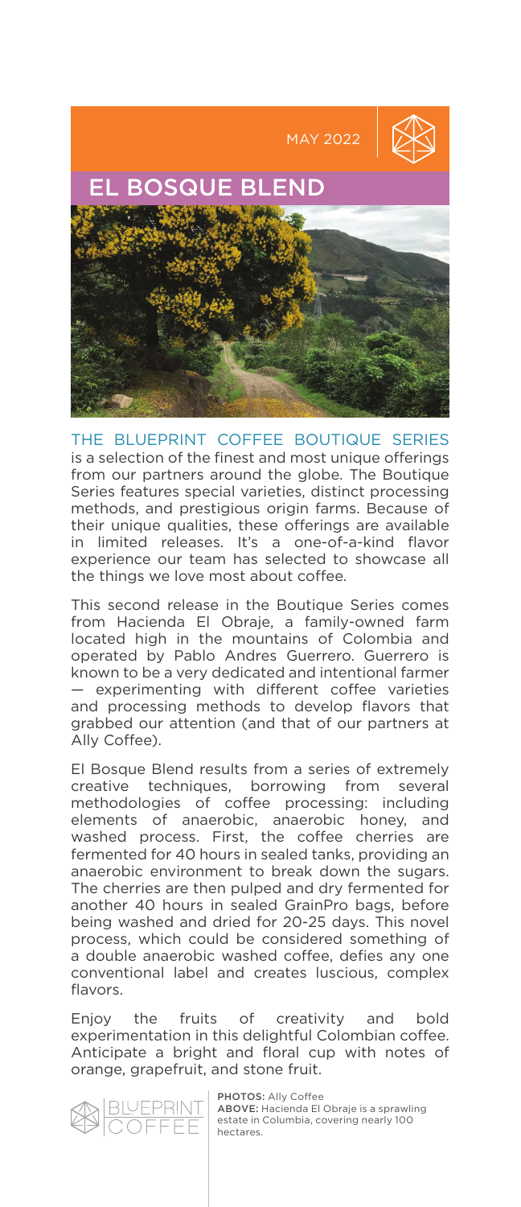MAY 2022

# EL BOSQUE BLEND

THE BLUEPRINT COFFEE BOUTIQUE SERIES is a selection of the finest and most unique offerings from our partners around the globe. The Boutique Series features special varieties, distinct processing methods, and prestigious origin farms. Because of their unique qualities, these offerings are available in limited releases. It's a one-of-a-kind flavor experience our team has selected to showcase all the things we love most about coffee.

This second release in the Boutique Series comes from Hacienda El Obraje, a family-owned farm located high in the mountains of Colombia and operated by Pablo Andres Guerrero. Guerrero is known to be a very dedicated and intentional farmer — experimenting with different coffee varieties and processing methods to develop flavors that grabbed our attention (and that of our partners at Ally Coffee).

El Bosque Blend results from a series of extremely creative techniques, borrowing from several methodologies of coffee processing: including elements of anaerobic, anaerobic honey, and washed process. First, the coffee cherries are fermented for 40 hours in sealed tanks, providing an anaerobic environment to break down the sugars. The cherries are then pulped and dry fermented for another 40 hours in sealed GrainPro bags, before being washed and dried for 20-25 days. This novel process, which could be considered something of a double anaerobic washed coffee, defies any one conventional label and creates luscious, complex flavors.

Enjoy the fruits of creativity and bold experimentation in this delightful Colombian coffee. Anticipate a bright and floral cup with notes of orange, grapefruit, and stone fruit.

BLUEPRINT COFFEE

**PHOTOS:** Ally Coffee
**ABOVE:** Hacienda El Obraje is a sprawling estate in Columbia, covering nearly 100 hectares.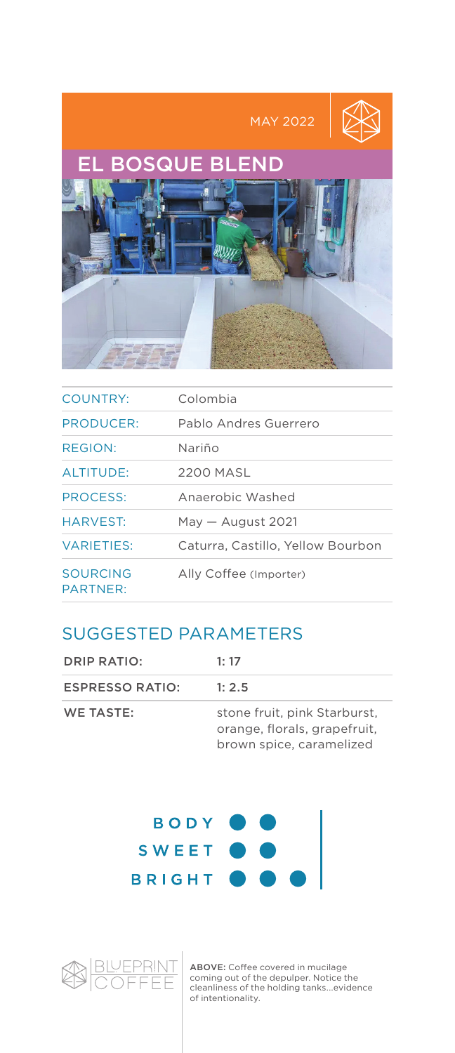MAY 2022

# EL BOSQUE BLEND

| | |
|---|---|
| COUNTRY: | Colombia |
| PRODUCER: | Pablo Andres Guerrero |
| REGION: | Nariño |
| ALTITUDE: | 2200 MASL |
| PROCESS: | Anaerobic Washed |
| HARVEST: | May — August 2021 |
| VARIETIES: | Caturra, Castillo, Yellow Bourbon |
| SOURCING PARTNER: | Ally Coffee (Importer) |

## SUGGESTED PARAMETERS

| | |
|---|---|
| **DRIP RATIO:** | 1: 17 |
| **ESPRESSO RATIO:** | 1: 2.5 |
| **WE TASTE:** | stone fruit, pink Starburst, orange, florals, grapefruit, brown spice, caramelized |

BODY ● ●
SWEET ● ●
BRIGHT ● ● ●

BLUEPRINT COFFEE

**ABOVE:** Coffee covered in mucilage coming out of the depulper. Notice the cleanliness of the holding tanks...evidence of intentionality.